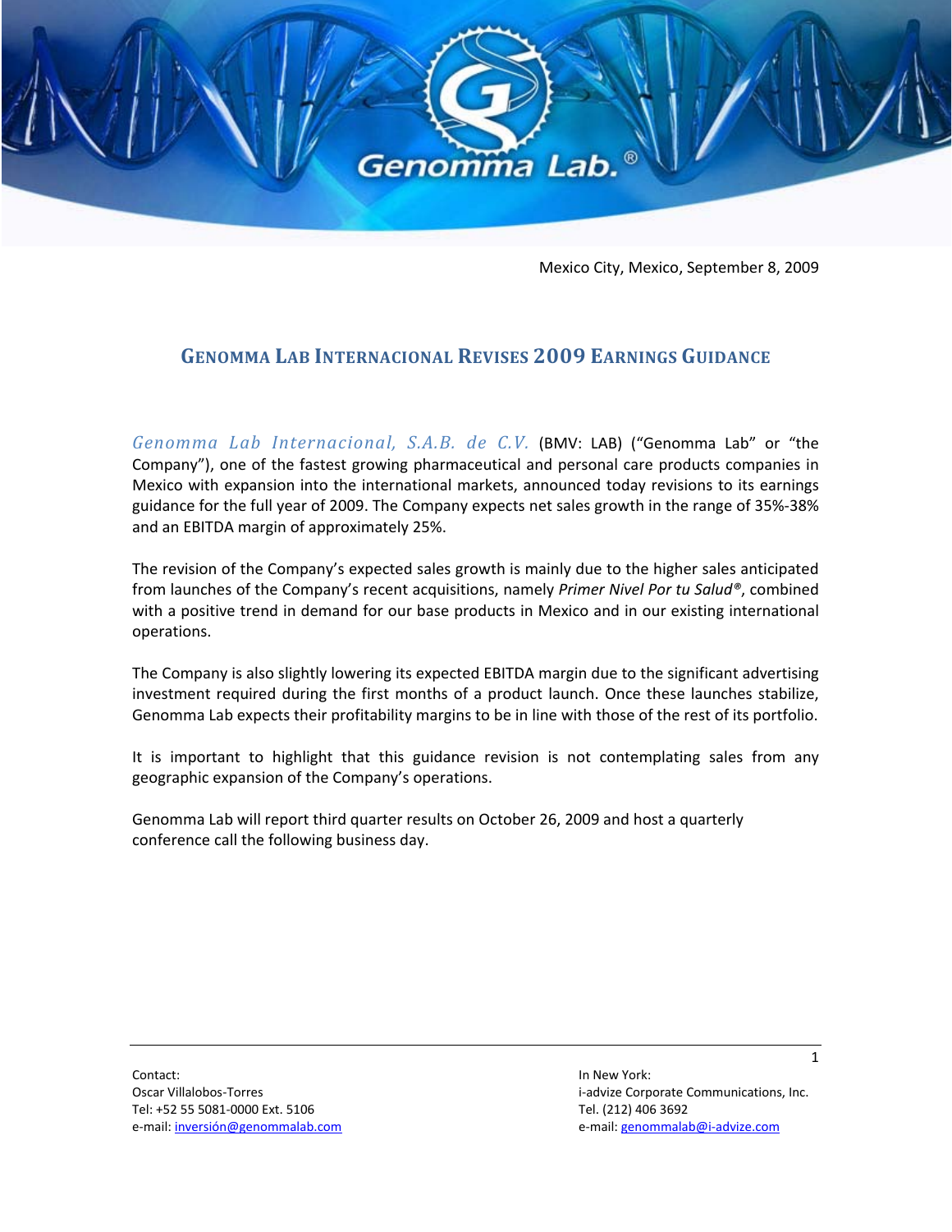Mexico City, Mexico, September 8, 2009

## GENOMMA LAB INTERNACIONAL REVISES 2009 EARNINGS GUIDANCE

*Genomma Lab Internacional, S.A.B. de C.V.* (BMV: LAB) ("Genomma Lab" or "the Company"), one of the fastest growing pharmaceutical and personal care products companies in Mexico with expansion into the international markets, announced today revisions to its earnings guidance for the full year of 2009. The Company expects net sales growth in the range of 35%-38% and an EBITDA margin of approximately 25%.

The revision of the Company's expected sales growth is mainly due to the higher sales anticipated from launches of the Company's recent acquisitions, namely *Primer Nivel Por tu Salud®*, combined with a positive trend in demand for our base products in Mexico and in our existing international operations.

The Company is also slightly lowering its expected EBITDA margin due to the significant advertising investment required during the first months of a product launch. Once these launches stabilize, Genomma Lab expects their profitability margins to be in line with those of the rest of its portfolio.

It is important to highlight that this guidance revision is not contemplating sales from any geographic expansion of the Company's operations.

Genomma Lab will report third quarter results on October 26, 2009 and host a quarterly conference call the following business day.

Contact:
Oscar Villalobos-Torres
Tel: +52 55 5081-0000 Ext. 5106
e-mail: inversión@genommalab.com

In New York:
i-advize Corporate Communications, Inc.
Tel. (212) 406 3692
e-mail: genommalab@i-advize.com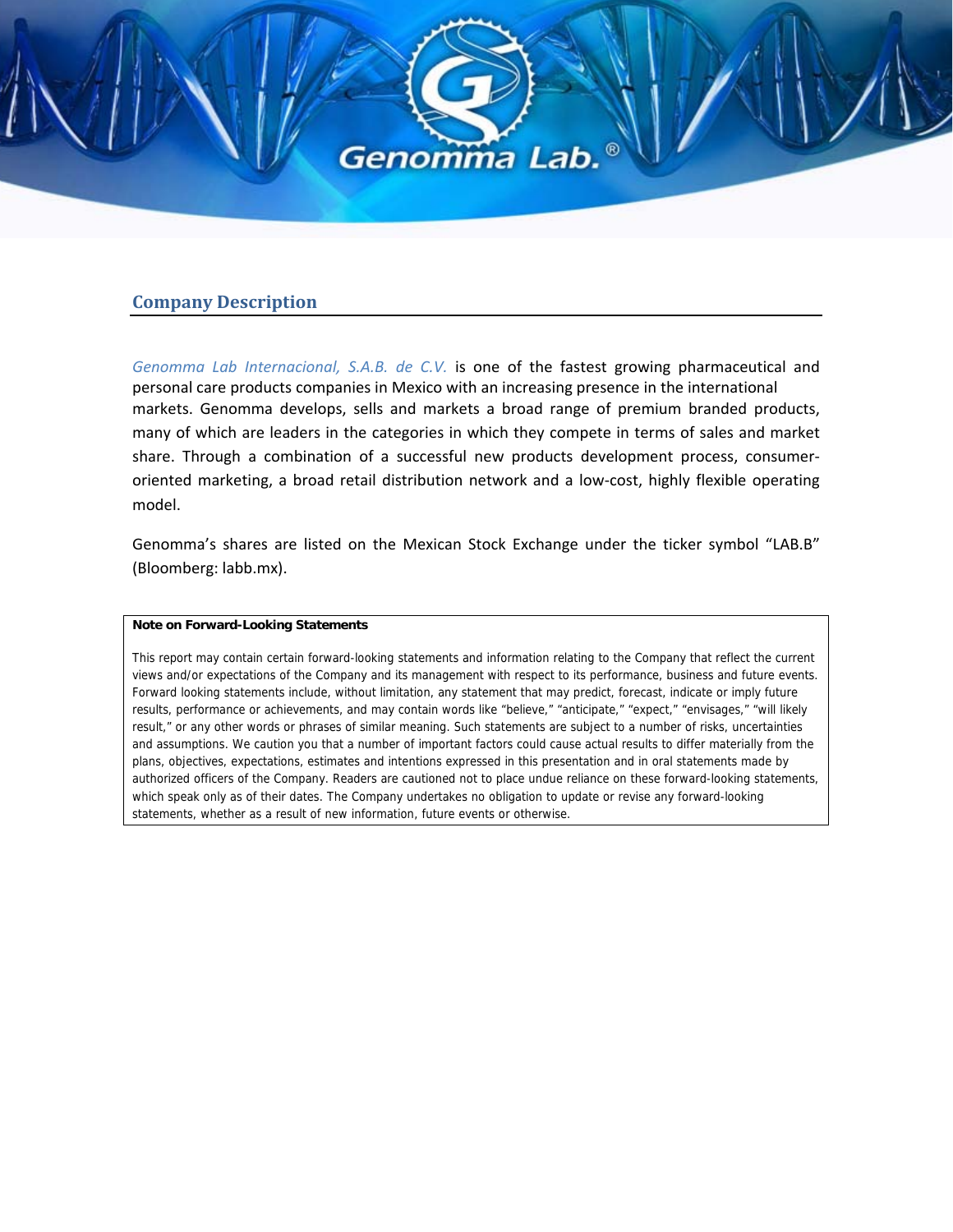## Company Description

*Genomma Lab Internacional, S.A.B. de C.V.* is one of the fastest growing pharmaceutical and personal care products companies in Mexico with an increasing presence in the international markets. Genomma develops, sells and markets a broad range of premium branded products, many of which are leaders in the categories in which they compete in terms of sales and market share. Through a combination of a successful new products development process, consumer-oriented marketing, a broad retail distribution network and a low-cost, highly flexible operating model.

Genomma's shares are listed on the Mexican Stock Exchange under the ticker symbol "LAB.B" (Bloomberg: labb.mx).

**Note on Forward-Looking Statements**

This report may contain certain forward-looking statements and information relating to the Company that reflect the current views and/or expectations of the Company and its management with respect to its performance, business and future events. Forward looking statements include, without limitation, any statement that may predict, forecast, indicate or imply future results, performance or achievements, and may contain words like "believe," "anticipate," "expect," "envisages," "will likely result," or any other words or phrases of similar meaning. Such statements are subject to a number of risks, uncertainties and assumptions. We caution you that a number of important factors could cause actual results to differ materially from the plans, objectives, expectations, estimates and intentions expressed in this presentation and in oral statements made by authorized officers of the Company. Readers are cautioned not to place undue reliance on these forward-looking statements, which speak only as of their dates. The Company undertakes no obligation to update or revise any forward-looking statements, whether as a result of new information, future events or otherwise.